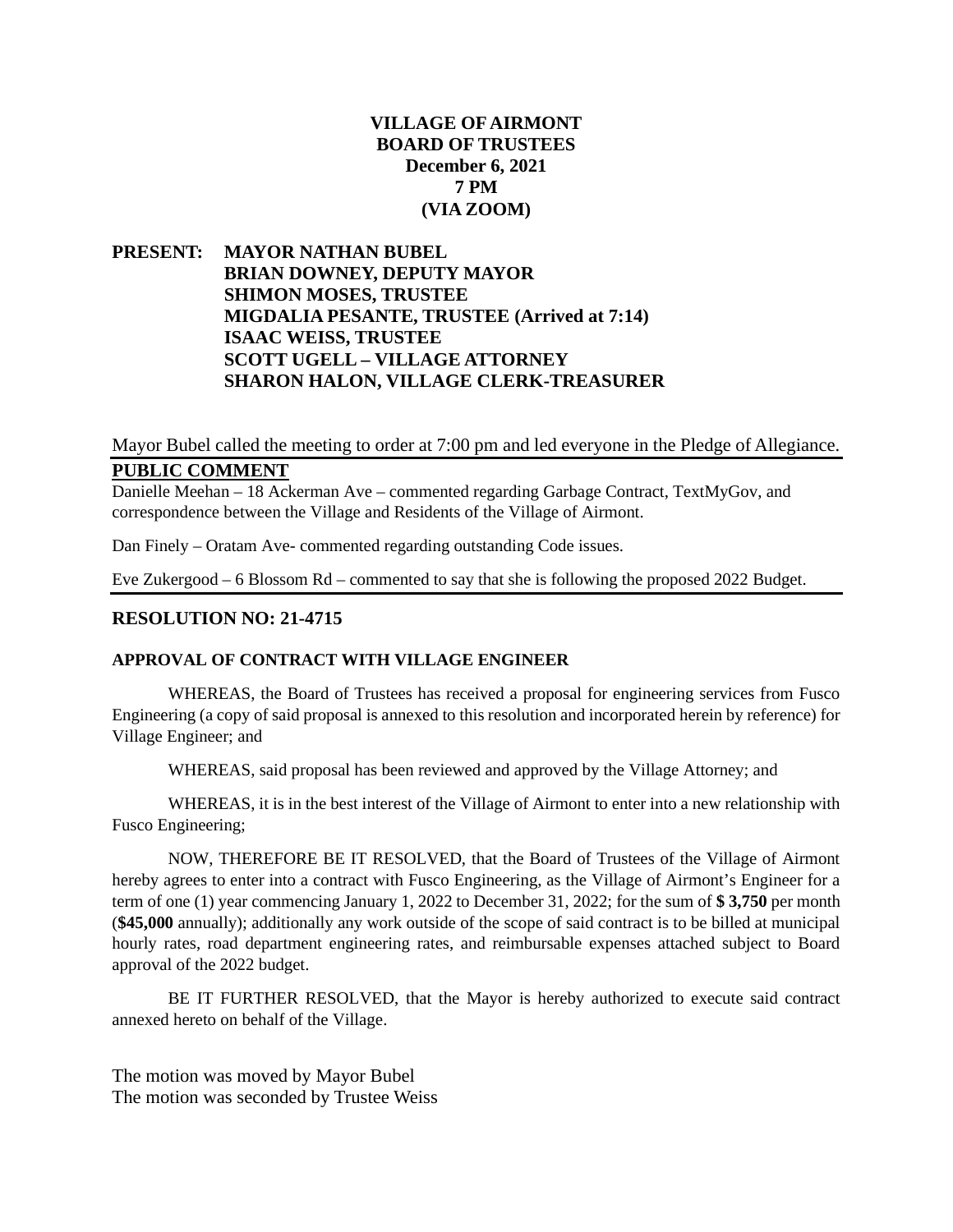**VILLAGE OF AIRMONT**
**BOARD OF TRUSTEES**
**December 6, 2021**
**7 PM**
**(VIA ZOOM)**

**PRESENT: MAYOR NATHAN BUBEL**
**BRIAN DOWNEY, DEPUTY MAYOR**
**SHIMON MOSES, TRUSTEE**
**MIGDALIA PESANTE, TRUSTEE (Arrived at 7:14)**
**ISAAC WEISS, TRUSTEE**
**SCOTT UGELL – VILLAGE ATTORNEY**
**SHARON HALON, VILLAGE CLERK-TREASURER**

Mayor Bubel called the meeting to order at 7:00 pm and led everyone in the Pledge of Allegiance.

## PUBLIC COMMENT

Danielle Meehan – 18 Ackerman Ave – commented regarding Garbage Contract, TextMyGov, and correspondence between the Village and Residents of the Village of Airmont.

Dan Finely – Oratam Ave- commented regarding outstanding Code issues.

Eve Zukergood – 6 Blossom Rd – commented to say that she is following the proposed 2022 Budget.

## RESOLUTION NO: 21-4715

### APPROVAL OF CONTRACT WITH VILLAGE ENGINEER

WHEREAS, the Board of Trustees has received a proposal for engineering services from Fusco Engineering (a copy of said proposal is annexed to this resolution and incorporated herein by reference) for Village Engineer; and

WHEREAS, said proposal has been reviewed and approved by the Village Attorney; and

WHEREAS, it is in the best interest of the Village of Airmont to enter into a new relationship with Fusco Engineering;

NOW, THEREFORE BE IT RESOLVED, that the Board of Trustees of the Village of Airmont hereby agrees to enter into a contract with Fusco Engineering, as the Village of Airmont's Engineer for a term of one (1) year commencing January 1, 2022 to December 31, 2022; for the sum of **$ 3,750** per month (**$45,000** annually); additionally any work outside of the scope of said contract is to be billed at municipal hourly rates, road department engineering rates, and reimbursable expenses attached subject to Board approval of the 2022 budget.

BE IT FURTHER RESOLVED, that the Mayor is hereby authorized to execute said contract annexed hereto on behalf of the Village.

The motion was moved by Mayor Bubel
The motion was seconded by Trustee Weiss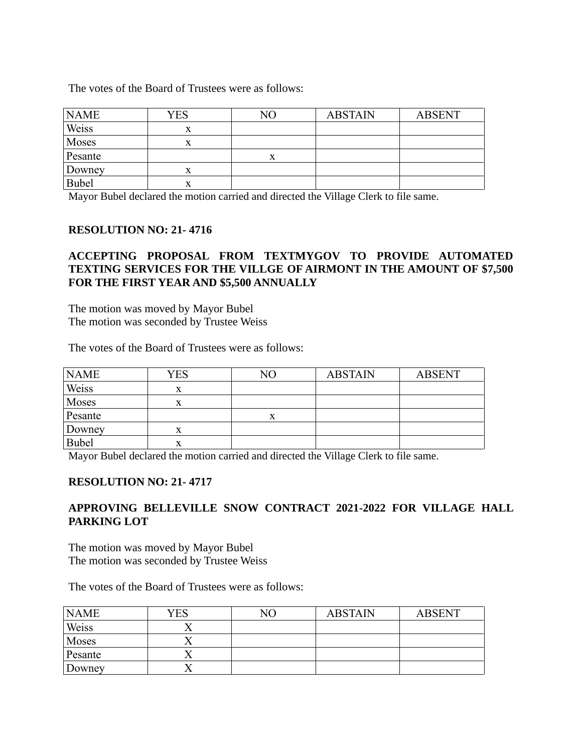The votes of the Board of Trustees were as follows:

| NAME | YES | NO | ABSTAIN | ABSENT |
|---|---|---|---|---|
| Weiss | x | | | |
| Moses | x | | | |
| Pesante | | x | | |
| Downey | x | | | |
| Bubel | x | | | |

Mayor Bubel declared the motion carried and directed the Village Clerk to file same.

**RESOLUTION NO: 21- 4716**

**ACCEPTING PROPOSAL FROM TEXTMYGOV TO PROVIDE AUTOMATED TEXTING SERVICES FOR THE VILLGE OF AIRMONT IN THE AMOUNT OF $7,500 FOR THE FIRST YEAR AND $5,500 ANNUALLY**

The motion was moved by Mayor Bubel
The motion was seconded by Trustee Weiss

The votes of the Board of Trustees were as follows:

| NAME | YES | NO | ABSTAIN | ABSENT |
|---|---|---|---|---|
| Weiss | x | | | |
| Moses | x | | | |
| Pesante | | x | | |
| Downey | x | | | |
| Bubel | x | | | |

Mayor Bubel declared the motion carried and directed the Village Clerk to file same.

**RESOLUTION NO: 21- 4717**

**APPROVING BELLEVILLE SNOW CONTRACT 2021-2022 FOR VILLAGE HALL PARKING LOT**

The motion was moved by Mayor Bubel
The motion was seconded by Trustee Weiss

The votes of the Board of Trustees were as follows:

| NAME | YES | NO | ABSTAIN | ABSENT |
|---|---|---|---|---|
| Weiss | X | | | |
| Moses | X | | | |
| Pesante | X | | | |
| Downey | X | | | |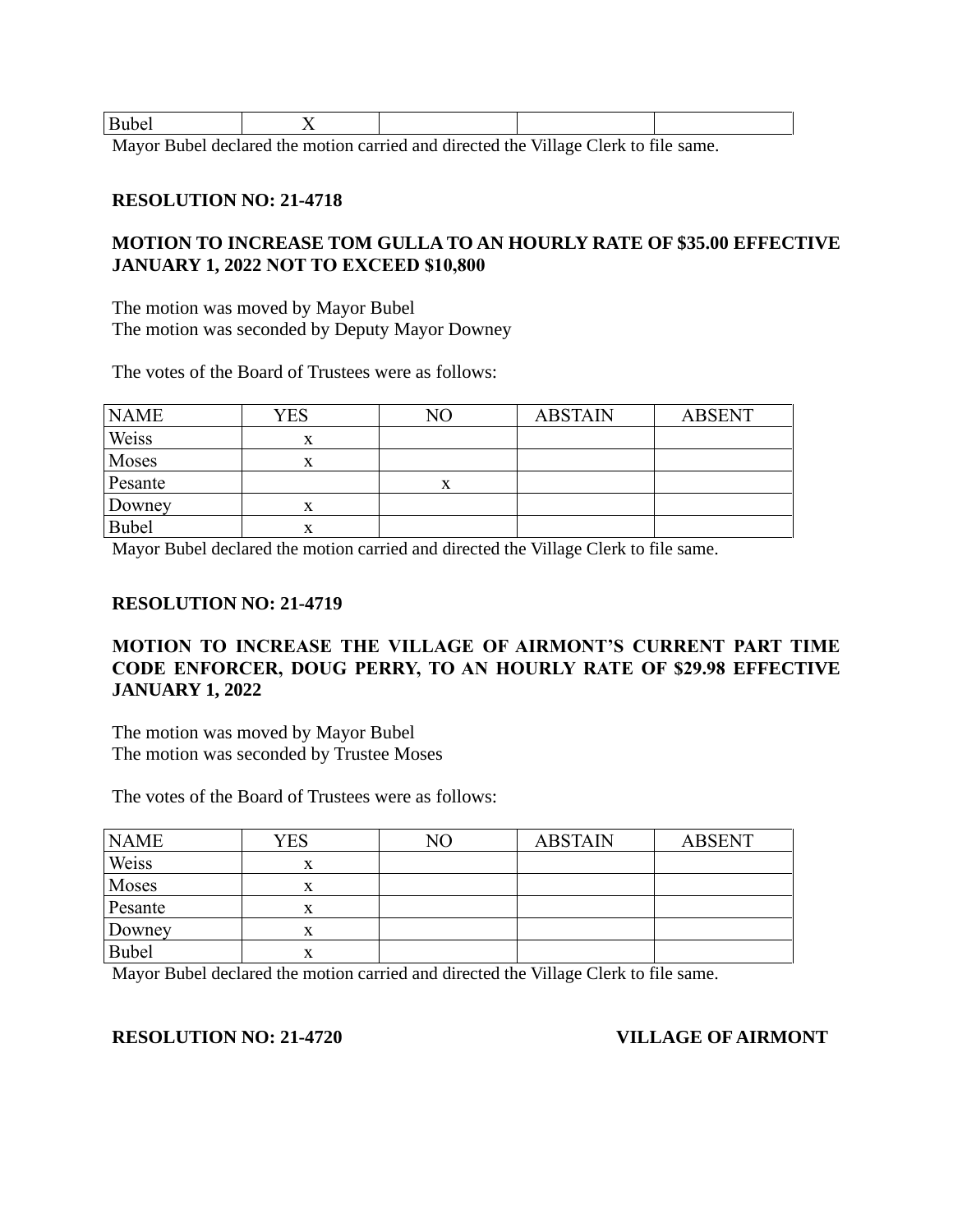| Bubel | X | | | |
|---|---|---|---|---|

Mayor Bubel declared the motion carried and directed the Village Clerk to file same.

**RESOLUTION NO: 21-4718**

**MOTION TO INCREASE TOM GULLA TO AN HOURLY RATE OF $35.00 EFFECTIVE JANUARY 1, 2022 NOT TO EXCEED $10,800**

The motion was moved by Mayor Bubel
The motion was seconded by Deputy Mayor Downey

The votes of the Board of Trustees were as follows:

| NAME | YES | NO | ABSTAIN | ABSENT |
|---|---|---|---|---|
| Weiss | x | | | |
| Moses | x | | | |
| Pesante | | x | | |
| Downey | x | | | |
| Bubel | x | | | |

Mayor Bubel declared the motion carried and directed the Village Clerk to file same.

**RESOLUTION NO: 21-4719**

**MOTION TO INCREASE THE VILLAGE OF AIRMONT'S CURRENT PART TIME CODE ENFORCER, DOUG PERRY, TO AN HOURLY RATE OF $29.98 EFFECTIVE JANUARY 1, 2022**

The motion was moved by Mayor Bubel
The motion was seconded by Trustee Moses

The votes of the Board of Trustees were as follows:

| NAME | YES | NO | ABSTAIN | ABSENT |
|---|---|---|---|---|
| Weiss | x | | | |
| Moses | x | | | |
| Pesante | x | | | |
| Downey | x | | | |
| Bubel | x | | | |

Mayor Bubel declared the motion carried and directed the Village Clerk to file same.

**RESOLUTION NO: 21-4720** **VILLAGE OF AIRMONT**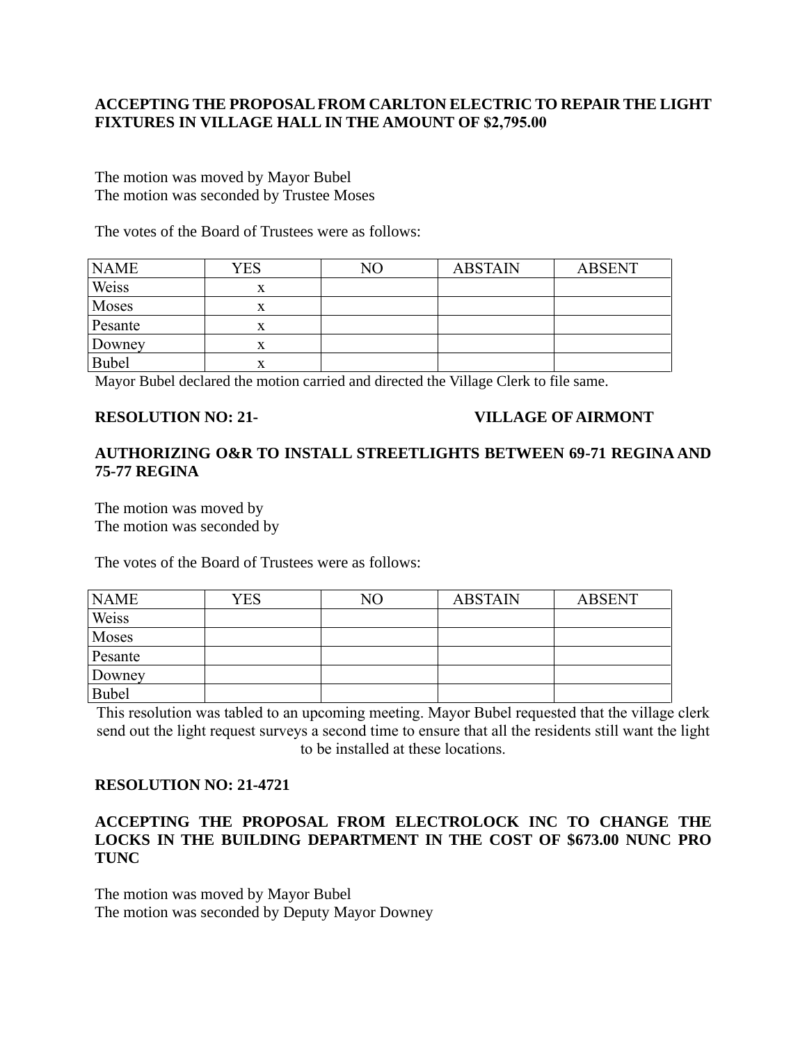**ACCEPTING THE PROPOSAL FROM CARLTON ELECTRIC TO REPAIR THE LIGHT FIXTURES IN VILLAGE HALL IN THE AMOUNT OF $2,795.00**

The motion was moved by Mayor Bubel
The motion was seconded by Trustee Moses

The votes of the Board of Trustees were as follows:

| NAME | YES | NO | ABSTAIN | ABSENT |
|---|---|---|---|---|
| Weiss | x | | | |
| Moses | x | | | |
| Pesante | x | | | |
| Downey | x | | | |
| Bubel | x | | | |

Mayor Bubel declared the motion carried and directed the Village Clerk to file same.

**RESOLUTION NO: 21-** **VILLAGE OF AIRMONT**

**AUTHORIZING O&R TO INSTALL STREETLIGHTS BETWEEN 69-71 REGINA AND 75-77 REGINA**

The motion was moved by
The motion was seconded by

The votes of the Board of Trustees were as follows:

| NAME | YES | NO | ABSTAIN | ABSENT |
|---|---|---|---|---|
| Weiss | | | | |
| Moses | | | | |
| Pesante | | | | |
| Downey | | | | |
| Bubel | | | | |

This resolution was tabled to an upcoming meeting. Mayor Bubel requested that the village clerk send out the light request surveys a second time to ensure that all the residents still want the light to be installed at these locations.

**RESOLUTION NO: 21-4721**

**ACCEPTING THE PROPOSAL FROM ELECTROLOCK INC TO CHANGE THE LOCKS IN THE BUILDING DEPARTMENT IN THE COST OF $673.00 NUNC PRO TUNC**

The motion was moved by Mayor Bubel
The motion was seconded by Deputy Mayor Downey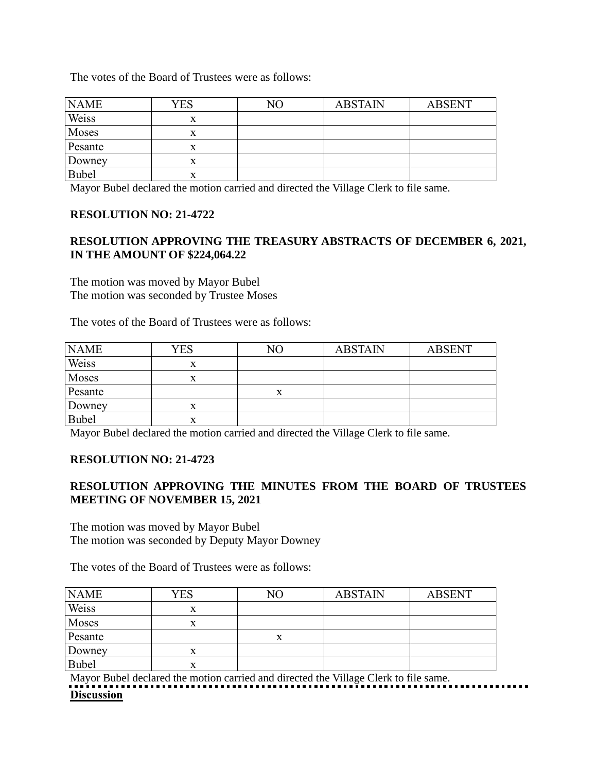The votes of the Board of Trustees were as follows:

| NAME | YES | NO | ABSTAIN | ABSENT |
|---|---|---|---|---|
| Weiss | x | | | |
| Moses | x | | | |
| Pesante | x | | | |
| Downey | x | | | |
| Bubel | x | | | |

Mayor Bubel declared the motion carried and directed the Village Clerk to file same.

**RESOLUTION NO: 21-4722**

**RESOLUTION APPROVING THE TREASURY ABSTRACTS OF DECEMBER 6, 2021, IN THE AMOUNT OF $224,064.22**

The motion was moved by Mayor Bubel
The motion was seconded by Trustee Moses

The votes of the Board of Trustees were as follows:

| NAME | YES | NO | ABSTAIN | ABSENT |
|---|---|---|---|---|
| Weiss | x | | | |
| Moses | x | | | |
| Pesante | | x | | |
| Downey | x | | | |
| Bubel | x | | | |

Mayor Bubel declared the motion carried and directed the Village Clerk to file same.

**RESOLUTION NO: 21-4723**

**RESOLUTION APPROVING THE MINUTES FROM THE BOARD OF TRUSTEES MEETING OF NOVEMBER 15, 2021**

The motion was moved by Mayor Bubel
The motion was seconded by Deputy Mayor Downey

The votes of the Board of Trustees were as follows:

| NAME | YES | NO | ABSTAIN | ABSENT |
|---|---|---|---|---|
| Weiss | x | | | |
| Moses | x | | | |
| Pesante | | x | | |
| Downey | x | | | |
| Bubel | x | | | |

Mayor Bubel declared the motion carried and directed the Village Clerk to file same.

**Discussion**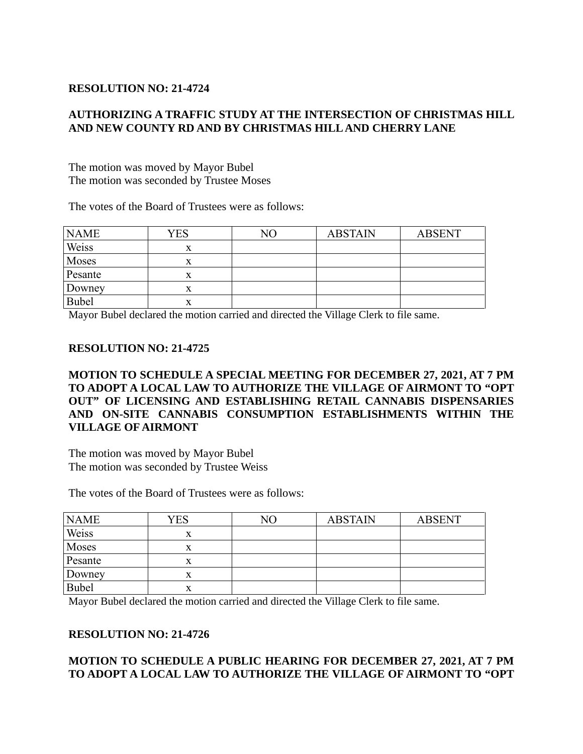**RESOLUTION NO: 21-4724**

**AUTHORIZING A TRAFFIC STUDY AT THE INTERSECTION OF CHRISTMAS HILL AND NEW COUNTY RD AND BY CHRISTMAS HILL AND CHERRY LANE**

The motion was moved by Mayor Bubel
The motion was seconded by Trustee Moses

The votes of the Board of Trustees were as follows:

| NAME | YES | NO | ABSTAIN | ABSENT |
|---|---|---|---|---|
| Weiss | x | | | |
| Moses | x | | | |
| Pesante | x | | | |
| Downey | x | | | |
| Bubel | x | | | |

Mayor Bubel declared the motion carried and directed the Village Clerk to file same.

**RESOLUTION NO: 21-4725**

**MOTION TO SCHEDULE A SPECIAL MEETING FOR DECEMBER 27, 2021, AT 7 PM TO ADOPT A LOCAL LAW TO AUTHORIZE THE VILLAGE OF AIRMONT TO "OPT OUT" OF LICENSING AND ESTABLISHING RETAIL CANNABIS DISPENSARIES AND ON-SITE CANNABIS CONSUMPTION ESTABLISHMENTS WITHIN THE VILLAGE OF AIRMONT**

The motion was moved by Mayor Bubel
The motion was seconded by Trustee Weiss

The votes of the Board of Trustees were as follows:

| NAME | YES | NO | ABSTAIN | ABSENT |
|---|---|---|---|---|
| Weiss | x | | | |
| Moses | x | | | |
| Pesante | x | | | |
| Downey | x | | | |
| Bubel | x | | | |

Mayor Bubel declared the motion carried and directed the Village Clerk to file same.

**RESOLUTION NO: 21-4726**

**MOTION TO SCHEDULE A PUBLIC HEARING FOR DECEMBER 27, 2021, AT 7 PM TO ADOPT A LOCAL LAW TO AUTHORIZE THE VILLAGE OF AIRMONT TO "OPT**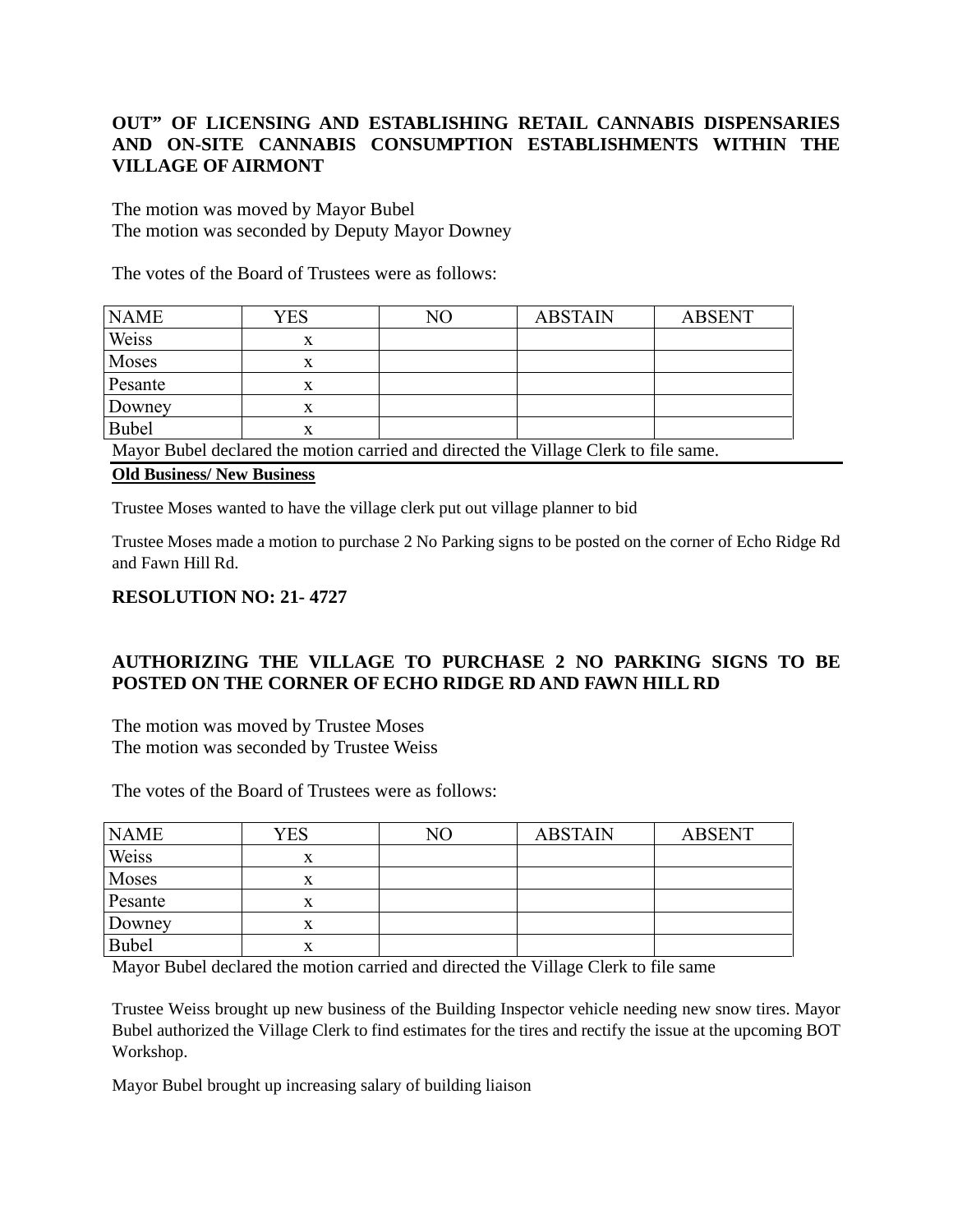**OUT" OF LICENSING AND ESTABLISHING RETAIL CANNABIS DISPENSARIES AND ON-SITE CANNABIS CONSUMPTION ESTABLISHMENTS WITHIN THE VILLAGE OF AIRMONT**

The motion was moved by Mayor Bubel
The motion was seconded by Deputy Mayor Downey

The votes of the Board of Trustees were as follows:

| NAME | YES | NO | ABSTAIN | ABSENT |
|---|---|---|---|---|
| Weiss | x | | | |
| Moses | x | | | |
| Pesante | x | | | |
| Downey | x | | | |
| Bubel | x | | | |

Mayor Bubel declared the motion carried and directed the Village Clerk to file same.

**Old Business/ New Business**

Trustee Moses wanted to have the village clerk put out village planner to bid

Trustee Moses made a motion to purchase 2 No Parking signs to be posted on the corner of Echo Ridge Rd and Fawn Hill Rd.

**RESOLUTION NO: 21- 4727**

**AUTHORIZING THE VILLAGE TO PURCHASE 2 NO PARKING SIGNS TO BE POSTED ON THE CORNER OF ECHO RIDGE RD AND FAWN HILL RD**

The motion was moved by Trustee Moses
The motion was seconded by Trustee Weiss

The votes of the Board of Trustees were as follows:

| NAME | YES | NO | ABSTAIN | ABSENT |
|---|---|---|---|---|
| Weiss | x | | | |
| Moses | x | | | |
| Pesante | x | | | |
| Downey | x | | | |
| Bubel | x | | | |

Mayor Bubel declared the motion carried and directed the Village Clerk to file same

Trustee Weiss brought up new business of the Building Inspector vehicle needing new snow tires. Mayor Bubel authorized the Village Clerk to find estimates for the tires and rectify the issue at the upcoming BOT Workshop.

Mayor Bubel brought up increasing salary of building liaison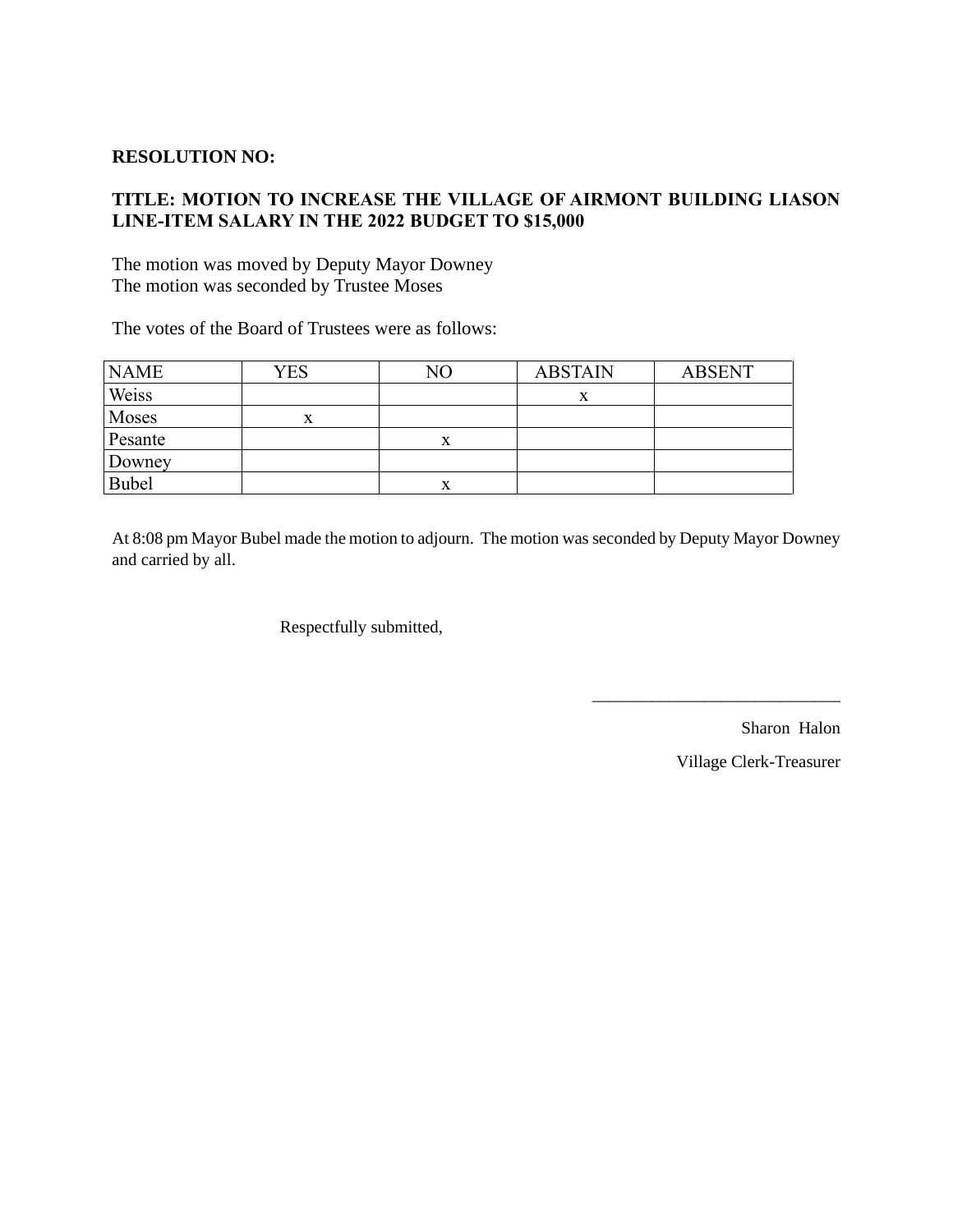**RESOLUTION NO:**

**TITLE: MOTION TO INCREASE THE VILLAGE OF AIRMONT BUILDING LIASON LINE-ITEM SALARY IN THE 2022 BUDGET TO $15,000**

The motion was moved by Deputy Mayor Downey
The motion was seconded by Trustee Moses

The votes of the Board of Trustees were as follows:

| NAME | YES | NO | ABSTAIN | ABSENT |
|---|---|---|---|---|
| Weiss | | | x | |
| Moses | x | | | |
| Pesante | | x | | |
| Downey | | | | |
| Bubel | | x | | |

At 8:08 pm Mayor Bubel made the motion to adjourn. The motion was seconded by Deputy Mayor Downey and carried by all.

Respectfully submitted,

\_\_\_\_\_\_\_\_\_\_\_\_\_\_\_\_\_\_\_\_\_\_\_\_\_\_\_\_\_\_

Sharon Halon

Village Clerk-Treasurer